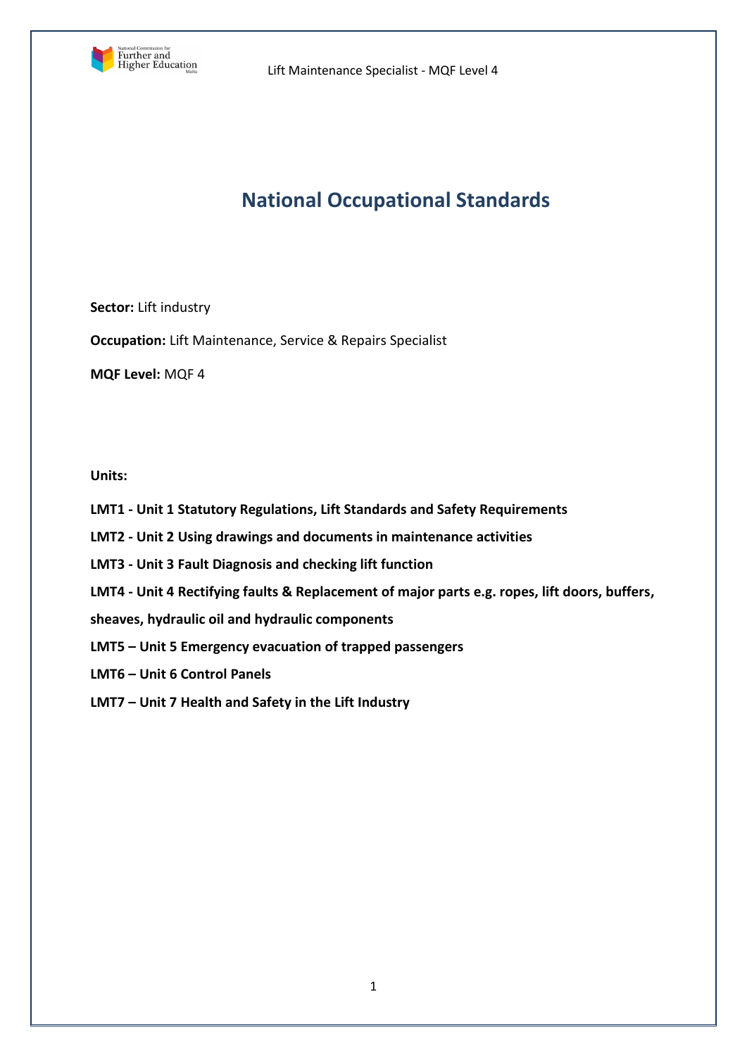# National Occupational Standards

**Sector:** Lift industry

**Occupation:** Lift Maintenance, Service & Repairs Specialist

**MQF Level:** MQF 4

**Units:**

**LMT1 - Unit 1 Statutory Regulations, Lift Standards and Safety Requirements**

**LMT2 - Unit 2 Using drawings and documents in maintenance activities**

**LMT3 - Unit 3 Fault Diagnosis and checking lift function**

**LMT4 - Unit 4 Rectifying faults & Replacement of major parts e.g. ropes, lift doors, buffers, sheaves, hydraulic oil and hydraulic components**

**LMT5 – Unit 5 Emergency evacuation of trapped passengers**

**LMT6 – Unit 6 Control Panels**

**LMT7 – Unit 7 Health and Safety in the Lift Industry**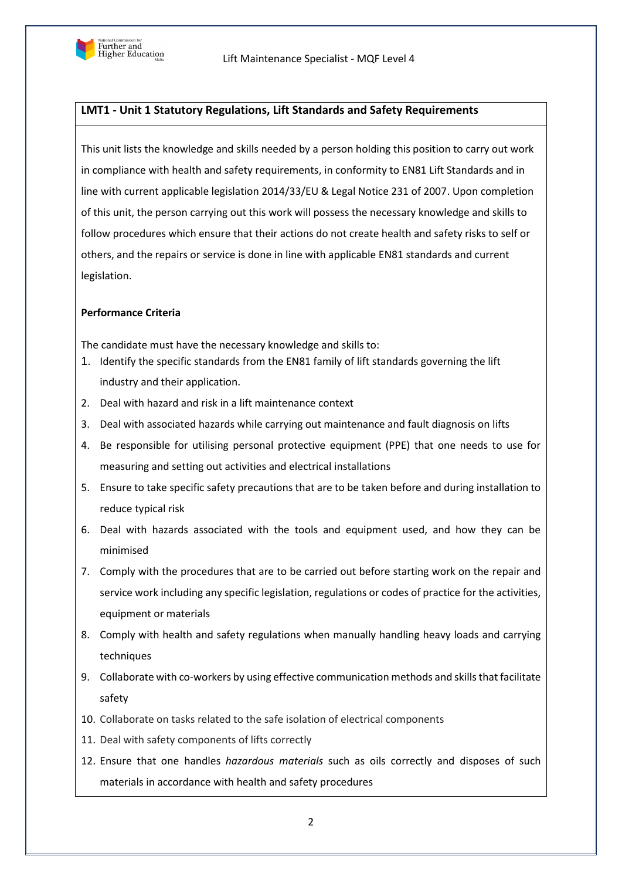## LMT1 - Unit 1 Statutory Regulations, Lift Standards and Safety Requirements

This unit lists the knowledge and skills needed by a person holding this position to carry out work in compliance with health and safety requirements, in conformity to EN81 Lift Standards and in line with current applicable legislation 2014/33/EU & Legal Notice 231 of 2007. Upon completion of this unit, the person carrying out this work will possess the necessary knowledge and skills to follow procedures which ensure that their actions do not create health and safety risks to self or others, and the repairs or service is done in line with applicable EN81 standards and current legislation.

**Performance Criteria**

The candidate must have the necessary knowledge and skills to:

1. Identify the specific standards from the EN81 family of lift standards governing the lift industry and their application.
2. Deal with hazard and risk in a lift maintenance context
3. Deal with associated hazards while carrying out maintenance and fault diagnosis on lifts
4. Be responsible for utilising personal protective equipment (PPE) that one needs to use for measuring and setting out activities and electrical installations
5. Ensure to take specific safety precautions that are to be taken before and during installation to reduce typical risk
6. Deal with hazards associated with the tools and equipment used, and how they can be minimised
7. Comply with the procedures that are to be carried out before starting work on the repair and service work including any specific legislation, regulations or codes of practice for the activities, equipment or materials
8. Comply with health and safety regulations when manually handling heavy loads and carrying techniques
9. Collaborate with co-workers by using effective communication methods and skills that facilitate safety
10. Collaborate on tasks related to the safe isolation of electrical components
11. Deal with safety components of lifts correctly
12. Ensure that one handles *hazardous materials* such as oils correctly and disposes of such materials in accordance with health and safety procedures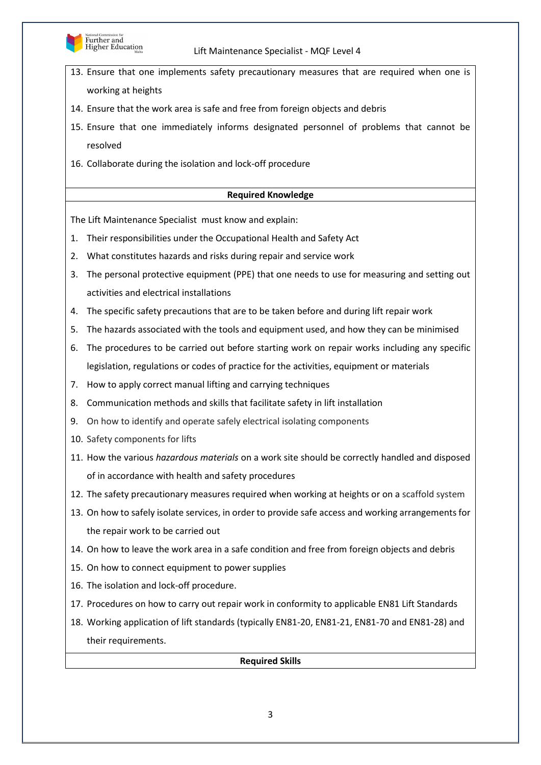13. Ensure that one implements safety precautionary measures that are required when one is working at heights
14. Ensure that the work area is safe and free from foreign objects and debris
15. Ensure that one immediately informs designated personnel of problems that cannot be resolved
16. Collaborate during the isolation and lock-off procedure

**Required Knowledge**

The Lift Maintenance Specialist must know and explain:

1. Their responsibilities under the Occupational Health and Safety Act
2. What constitutes hazards and risks during repair and service work
3. The personal protective equipment (PPE) that one needs to use for measuring and setting out activities and electrical installations
4. The specific safety precautions that are to be taken before and during lift repair work
5. The hazards associated with the tools and equipment used, and how they can be minimised
6. The procedures to be carried out before starting work on repair works including any specific legislation, regulations or codes of practice for the activities, equipment or materials
7. How to apply correct manual lifting and carrying techniques
8. Communication methods and skills that facilitate safety in lift installation
9. On how to identify and operate safely electrical isolating components
10. Safety components for lifts
11. How the various *hazardous materials* on a work site should be correctly handled and disposed of in accordance with health and safety procedures
12. The safety precautionary measures required when working at heights or on a scaffold system
13. On how to safely isolate services, in order to provide safe access and working arrangements for the repair work to be carried out
14. On how to leave the work area in a safe condition and free from foreign objects and debris
15. On how to connect equipment to power supplies
16. The isolation and lock-off procedure.
17. Procedures on how to carry out repair work in conformity to applicable EN81 Lift Standards
18. Working application of lift standards (typically EN81-20, EN81-21, EN81-70 and EN81-28) and their requirements.

**Required Skills**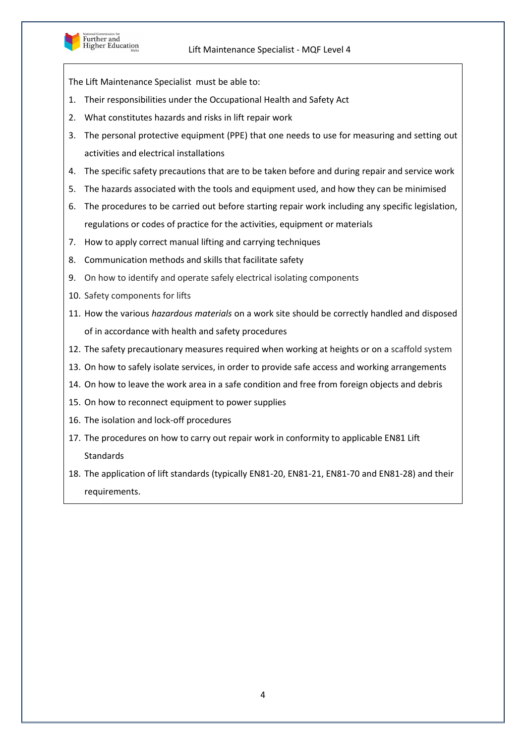The Lift Maintenance Specialist must be able to:

1. Their responsibilities under the Occupational Health and Safety Act
2. What constitutes hazards and risks in lift repair work
3. The personal protective equipment (PPE) that one needs to use for measuring and setting out activities and electrical installations
4. The specific safety precautions that are to be taken before and during repair and service work
5. The hazards associated with the tools and equipment used, and how they can be minimised
6. The procedures to be carried out before starting repair work including any specific legislation, regulations or codes of practice for the activities, equipment or materials
7. How to apply correct manual lifting and carrying techniques
8. Communication methods and skills that facilitate safety
9. On how to identify and operate safely electrical isolating components
10. Safety components for lifts
11. How the various *hazardous materials* on a work site should be correctly handled and disposed of in accordance with health and safety procedures
12. The safety precautionary measures required when working at heights or on a scaffold system
13. On how to safely isolate services, in order to provide safe access and working arrangements
14. On how to leave the work area in a safe condition and free from foreign objects and debris
15. On how to reconnect equipment to power supplies
16. The isolation and lock-off procedures
17. The procedures on how to carry out repair work in conformity to applicable EN81 Lift Standards
18. The application of lift standards (typically EN81-20, EN81-21, EN81-70 and EN81-28) and their requirements.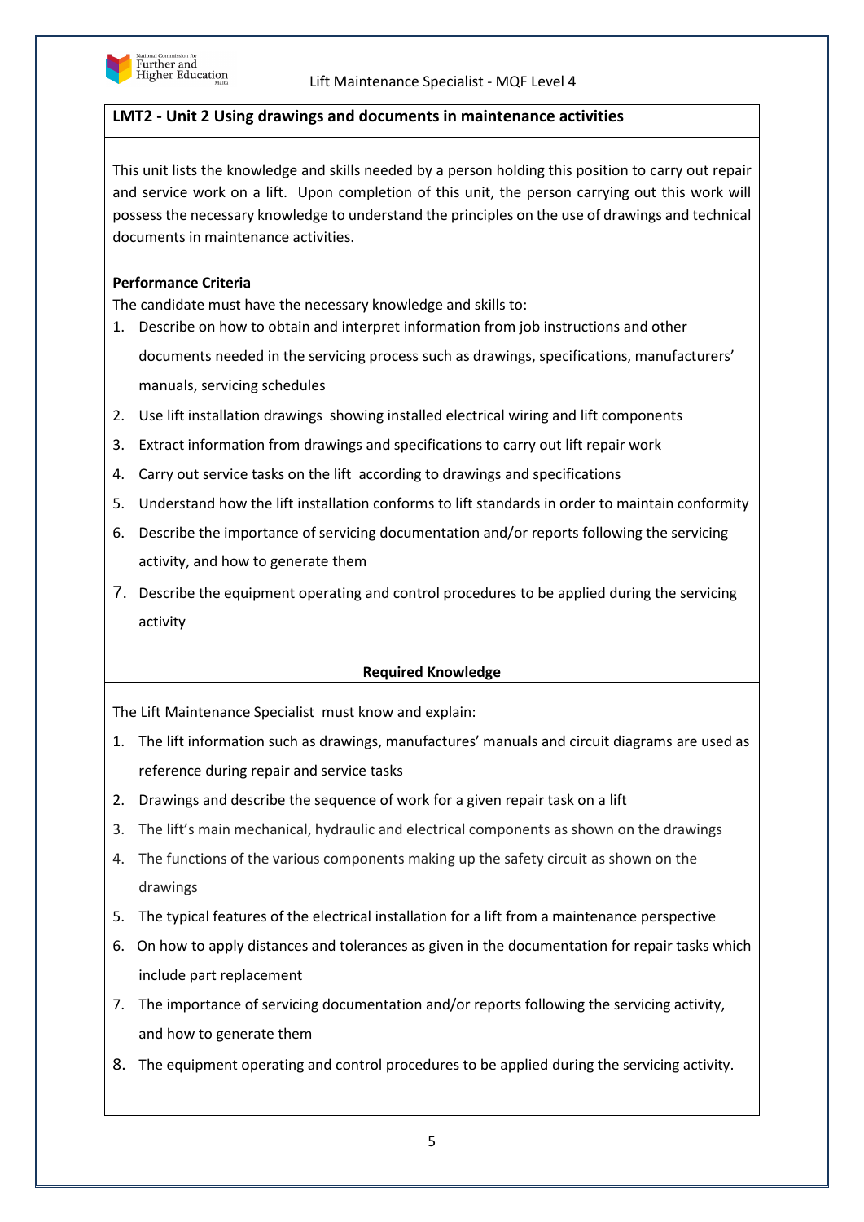## LMT2 - Unit 2 Using drawings and documents in maintenance activities

This unit lists the knowledge and skills needed by a person holding this position to carry out repair and service work on a lift. Upon completion of this unit, the person carrying out this work will possess the necessary knowledge to understand the principles on the use of drawings and technical documents in maintenance activities.

**Performance Criteria**

The candidate must have the necessary knowledge and skills to:

1. Describe on how to obtain and interpret information from job instructions and other documents needed in the servicing process such as drawings, specifications, manufacturers' manuals, servicing schedules
2. Use lift installation drawings showing installed electrical wiring and lift components
3. Extract information from drawings and specifications to carry out lift repair work
4. Carry out service tasks on the lift according to drawings and specifications
5. Understand how the lift installation conforms to lift standards in order to maintain conformity
6. Describe the importance of servicing documentation and/or reports following the servicing activity, and how to generate them
7. Describe the equipment operating and control procedures to be applied during the servicing activity

**Required Knowledge**

The Lift Maintenance Specialist must know and explain:

1. The lift information such as drawings, manufactures' manuals and circuit diagrams are used as reference during repair and service tasks
2. Drawings and describe the sequence of work for a given repair task on a lift
3. The lift's main mechanical, hydraulic and electrical components as shown on the drawings
4. The functions of the various components making up the safety circuit as shown on the drawings
5. The typical features of the electrical installation for a lift from a maintenance perspective
6. On how to apply distances and tolerances as given in the documentation for repair tasks which include part replacement
7. The importance of servicing documentation and/or reports following the servicing activity, and how to generate them
8. The equipment operating and control procedures to be applied during the servicing activity.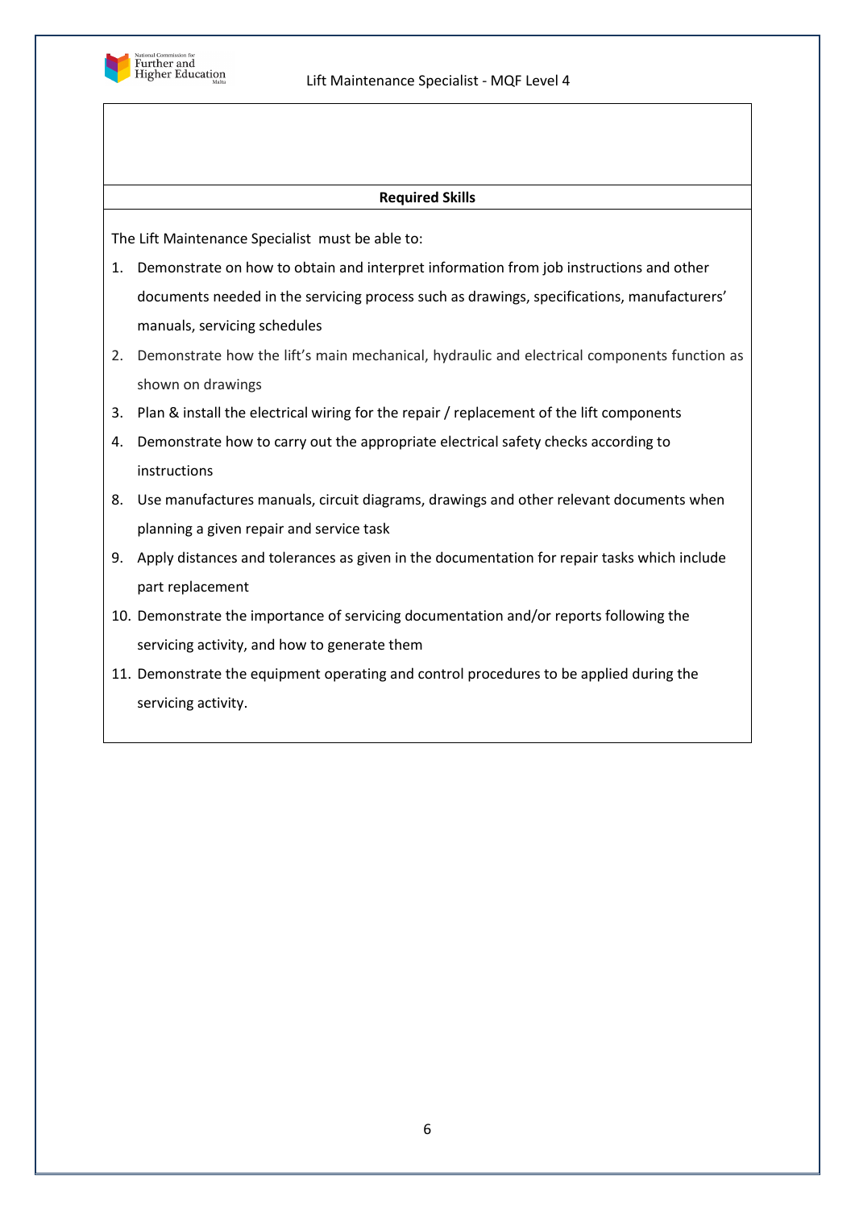**Required Skills**

The Lift Maintenance Specialist must be able to:

1. Demonstrate on how to obtain and interpret information from job instructions and other documents needed in the servicing process such as drawings, specifications, manufacturers' manuals, servicing schedules
2. Demonstrate how the lift's main mechanical, hydraulic and electrical components function as shown on drawings
3. Plan & install the electrical wiring for the repair / replacement of the lift components
4. Demonstrate how to carry out the appropriate electrical safety checks according to instructions

8. Use manufactures manuals, circuit diagrams, drawings and other relevant documents when planning a given repair and service task
9. Apply distances and tolerances as given in the documentation for repair tasks which include part replacement
10. Demonstrate the importance of servicing documentation and/or reports following the servicing activity, and how to generate them
11. Demonstrate the equipment operating and control procedures to be applied during the servicing activity.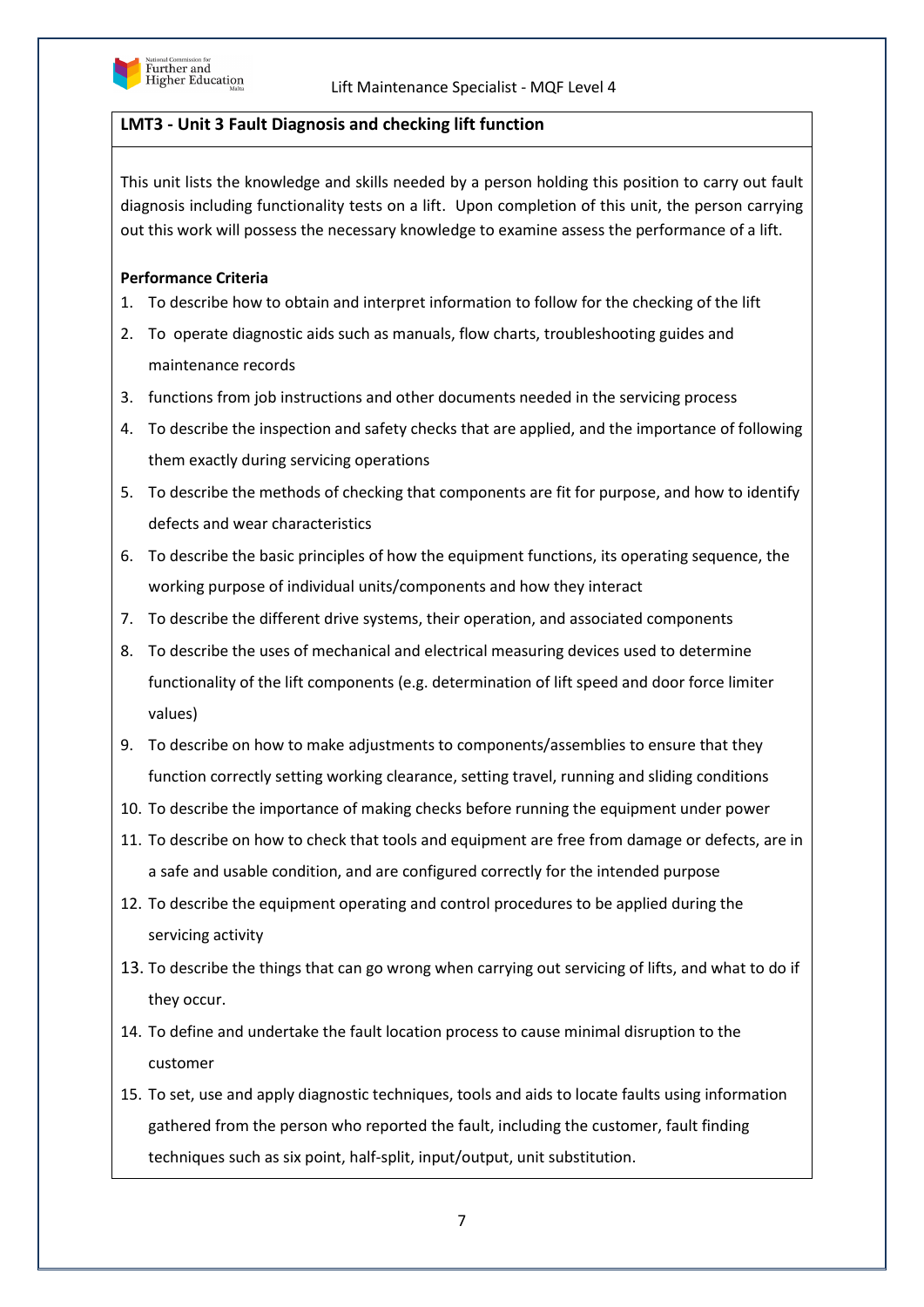## LMT3 - Unit 3 Fault Diagnosis and checking lift function

This unit lists the knowledge and skills needed by a person holding this position to carry out fault diagnosis including functionality tests on a lift. Upon completion of this unit, the person carrying out this work will possess the necessary knowledge to examine assess the performance of a lift.

**Performance Criteria**

1. To describe how to obtain and interpret information to follow for the checking of the lift
2. To operate diagnostic aids such as manuals, flow charts, troubleshooting guides and maintenance records
3. functions from job instructions and other documents needed in the servicing process
4. To describe the inspection and safety checks that are applied, and the importance of following them exactly during servicing operations
5. To describe the methods of checking that components are fit for purpose, and how to identify defects and wear characteristics
6. To describe the basic principles of how the equipment functions, its operating sequence, the working purpose of individual units/components and how they interact
7. To describe the different drive systems, their operation, and associated components
8. To describe the uses of mechanical and electrical measuring devices used to determine functionality of the lift components (e.g. determination of lift speed and door force limiter values)
9. To describe on how to make adjustments to components/assemblies to ensure that they function correctly setting working clearance, setting travel, running and sliding conditions
10. To describe the importance of making checks before running the equipment under power
11. To describe on how to check that tools and equipment are free from damage or defects, are in a safe and usable condition, and are configured correctly for the intended purpose
12. To describe the equipment operating and control procedures to be applied during the servicing activity
13. To describe the things that can go wrong when carrying out servicing of lifts, and what to do if they occur.
14. To define and undertake the fault location process to cause minimal disruption to the customer
15. To set, use and apply diagnostic techniques, tools and aids to locate faults using information gathered from the person who reported the fault, including the customer, fault finding techniques such as six point, half-split, input/output, unit substitution.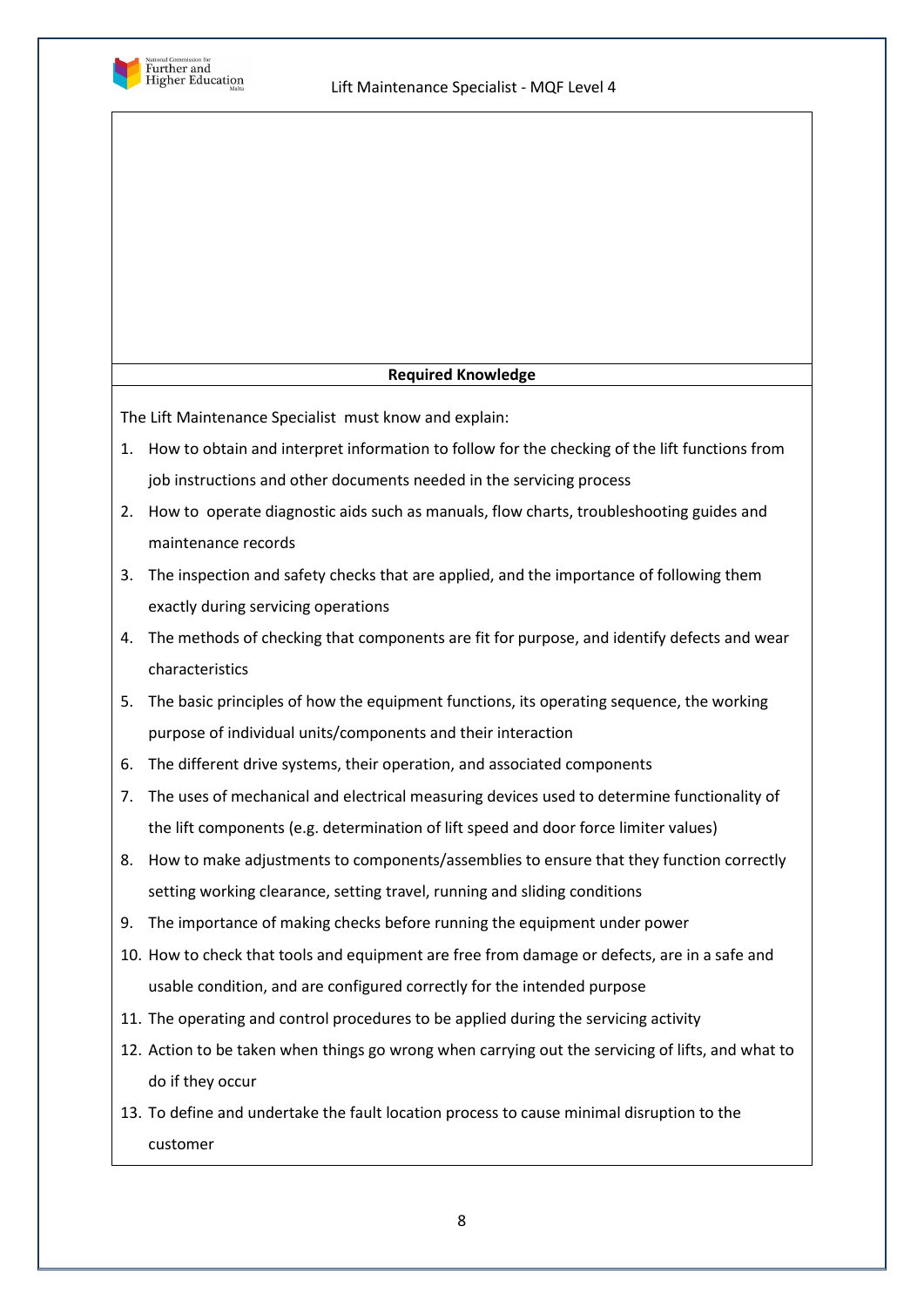**Required Knowledge**

The Lift Maintenance Specialist must know and explain:

1. How to obtain and interpret information to follow for the checking of the lift functions from job instructions and other documents needed in the servicing process
2. How to operate diagnostic aids such as manuals, flow charts, troubleshooting guides and maintenance records
3. The inspection and safety checks that are applied, and the importance of following them exactly during servicing operations
4. The methods of checking that components are fit for purpose, and identify defects and wear characteristics
5. The basic principles of how the equipment functions, its operating sequence, the working purpose of individual units/components and their interaction
6. The different drive systems, their operation, and associated components
7. The uses of mechanical and electrical measuring devices used to determine functionality of the lift components (e.g. determination of lift speed and door force limiter values)
8. How to make adjustments to components/assemblies to ensure that they function correctly setting working clearance, setting travel, running and sliding conditions
9. The importance of making checks before running the equipment under power
10. How to check that tools and equipment are free from damage or defects, are in a safe and usable condition, and are configured correctly for the intended purpose
11. The operating and control procedures to be applied during the servicing activity
12. Action to be taken when things go wrong when carrying out the servicing of lifts, and what to do if they occur
13. To define and undertake the fault location process to cause minimal disruption to the customer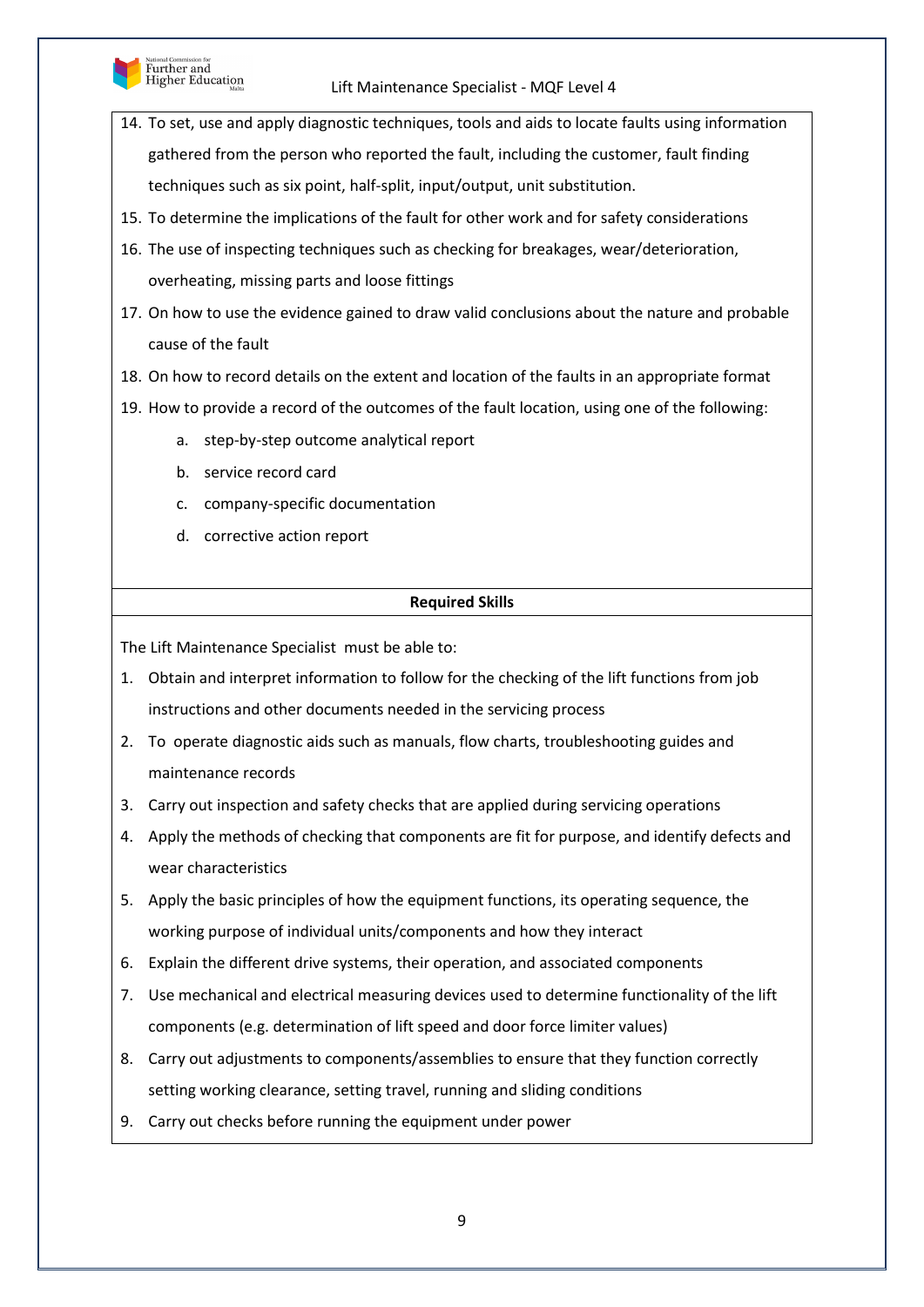14. To set, use and apply diagnostic techniques, tools and aids to locate faults using information gathered from the person who reported the fault, including the customer, fault finding techniques such as six point, half-split, input/output, unit substitution.
15. To determine the implications of the fault for other work and for safety considerations
16. The use of inspecting techniques such as checking for breakages, wear/deterioration, overheating, missing parts and loose fittings
17. On how to use the evidence gained to draw valid conclusions about the nature and probable cause of the fault
18. On how to record details on the extent and location of the faults in an appropriate format
19. How to provide a record of the outcomes of the fault location, using one of the following:
    a. step-by-step outcome analytical report
    b. service record card
    c. company-specific documentation
    d. corrective action report

**Required Skills**

The Lift Maintenance Specialist must be able to:

1. Obtain and interpret information to follow for the checking of the lift functions from job instructions and other documents needed in the servicing process
2. To operate diagnostic aids such as manuals, flow charts, troubleshooting guides and maintenance records
3. Carry out inspection and safety checks that are applied during servicing operations
4. Apply the methods of checking that components are fit for purpose, and identify defects and wear characteristics
5. Apply the basic principles of how the equipment functions, its operating sequence, the working purpose of individual units/components and how they interact
6. Explain the different drive systems, their operation, and associated components
7. Use mechanical and electrical measuring devices used to determine functionality of the lift components (e.g. determination of lift speed and door force limiter values)
8. Carry out adjustments to components/assemblies to ensure that they function correctly setting working clearance, setting travel, running and sliding conditions
9. Carry out checks before running the equipment under power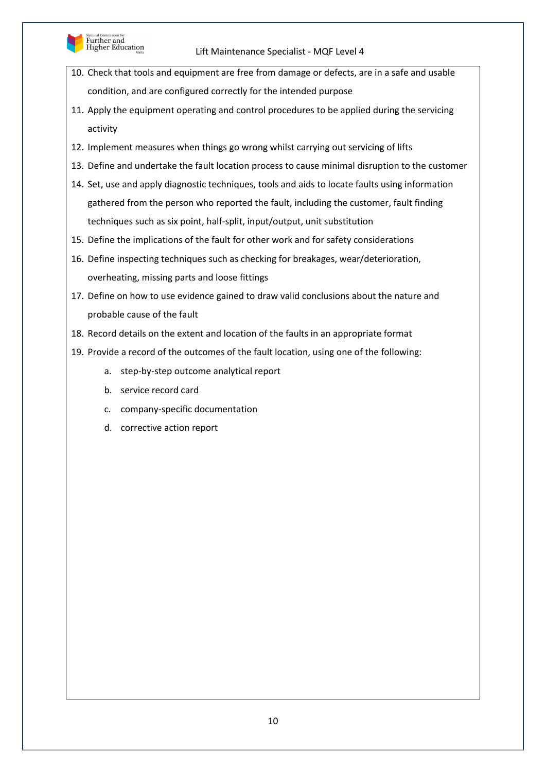10. Check that tools and equipment are free from damage or defects, are in a safe and usable condition, and are configured correctly for the intended purpose
11. Apply the equipment operating and control procedures to be applied during the servicing activity
12. Implement measures when things go wrong whilst carrying out servicing of lifts
13. Define and undertake the fault location process to cause minimal disruption to the customer
14. Set, use and apply diagnostic techniques, tools and aids to locate faults using information gathered from the person who reported the fault, including the customer, fault finding techniques such as six point, half-split, input/output, unit substitution
15. Define the implications of the fault for other work and for safety considerations
16. Define inspecting techniques such as checking for breakages, wear/deterioration, overheating, missing parts and loose fittings
17. Define on how to use evidence gained to draw valid conclusions about the nature and probable cause of the fault
18. Record details on the extent and location of the faults in an appropriate format
19. Provide a record of the outcomes of the fault location, using one of the following:
    a. step-by-step outcome analytical report
    b. service record card
    c. company-specific documentation
    d. corrective action report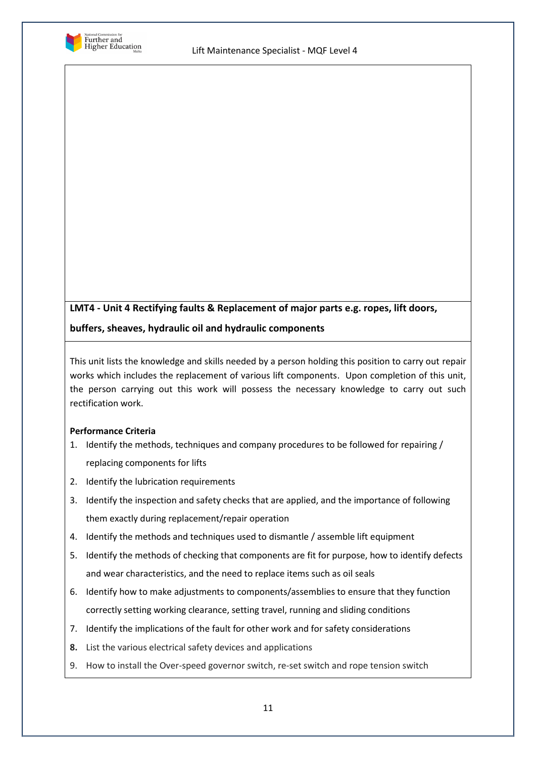## LMT4 - Unit 4 Rectifying faults & Replacement of major parts e.g. ropes, lift doors, buffers, sheaves, hydraulic oil and hydraulic components

This unit lists the knowledge and skills needed by a person holding this position to carry out repair works which includes the replacement of various lift components. Upon completion of this unit, the person carrying out this work will possess the necessary knowledge to carry out such rectification work.

**Performance Criteria**

1. Identify the methods, techniques and company procedures to be followed for repairing / replacing components for lifts
2. Identify the lubrication requirements
3. Identify the inspection and safety checks that are applied, and the importance of following them exactly during replacement/repair operation
4. Identify the methods and techniques used to dismantle / assemble lift equipment
5. Identify the methods of checking that components are fit for purpose, how to identify defects and wear characteristics, and the need to replace items such as oil seals
6. Identify how to make adjustments to components/assemblies to ensure that they function correctly setting working clearance, setting travel, running and sliding conditions
7. Identify the implications of the fault for other work and for safety considerations
8. List the various electrical safety devices and applications
9. How to install the Over-speed governor switch, re-set switch and rope tension switch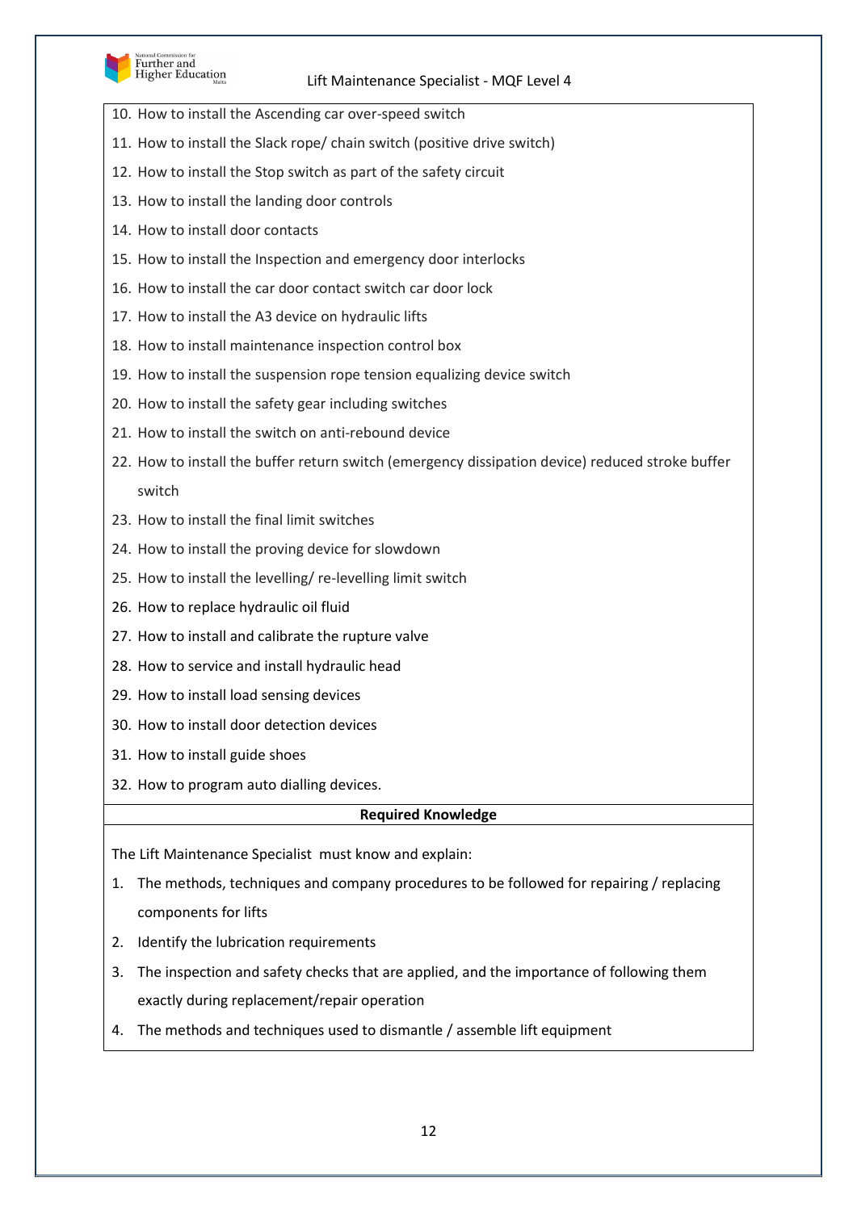10. How to install the Ascending car over-speed switch
11. How to install the Slack rope/ chain switch (positive drive switch)
12. How to install the Stop switch as part of the safety circuit
13. How to install the landing door controls
14. How to install door contacts
15. How to install the Inspection and emergency door interlocks
16. How to install the car door contact switch car door lock
17. How to install the A3 device on hydraulic lifts
18. How to install maintenance inspection control box
19. How to install the suspension rope tension equalizing device switch
20. How to install the safety gear including switches
21. How to install the switch on anti-rebound device
22. How to install the buffer return switch (emergency dissipation device) reduced stroke buffer switch
23. How to install the final limit switches
24. How to install the proving device for slowdown
25. How to install the levelling/ re-levelling limit switch
26. How to replace hydraulic oil fluid
27. How to install and calibrate the rupture valve
28. How to service and install hydraulic head
29. How to install load sensing devices
30. How to install door detection devices
31. How to install guide shoes
32. How to program auto dialling devices.

**Required Knowledge**

The Lift Maintenance Specialist must know and explain:

1. The methods, techniques and company procedures to be followed for repairing / replacing components for lifts
2. Identify the lubrication requirements
3. The inspection and safety checks that are applied, and the importance of following them exactly during replacement/repair operation
4. The methods and techniques used to dismantle / assemble lift equipment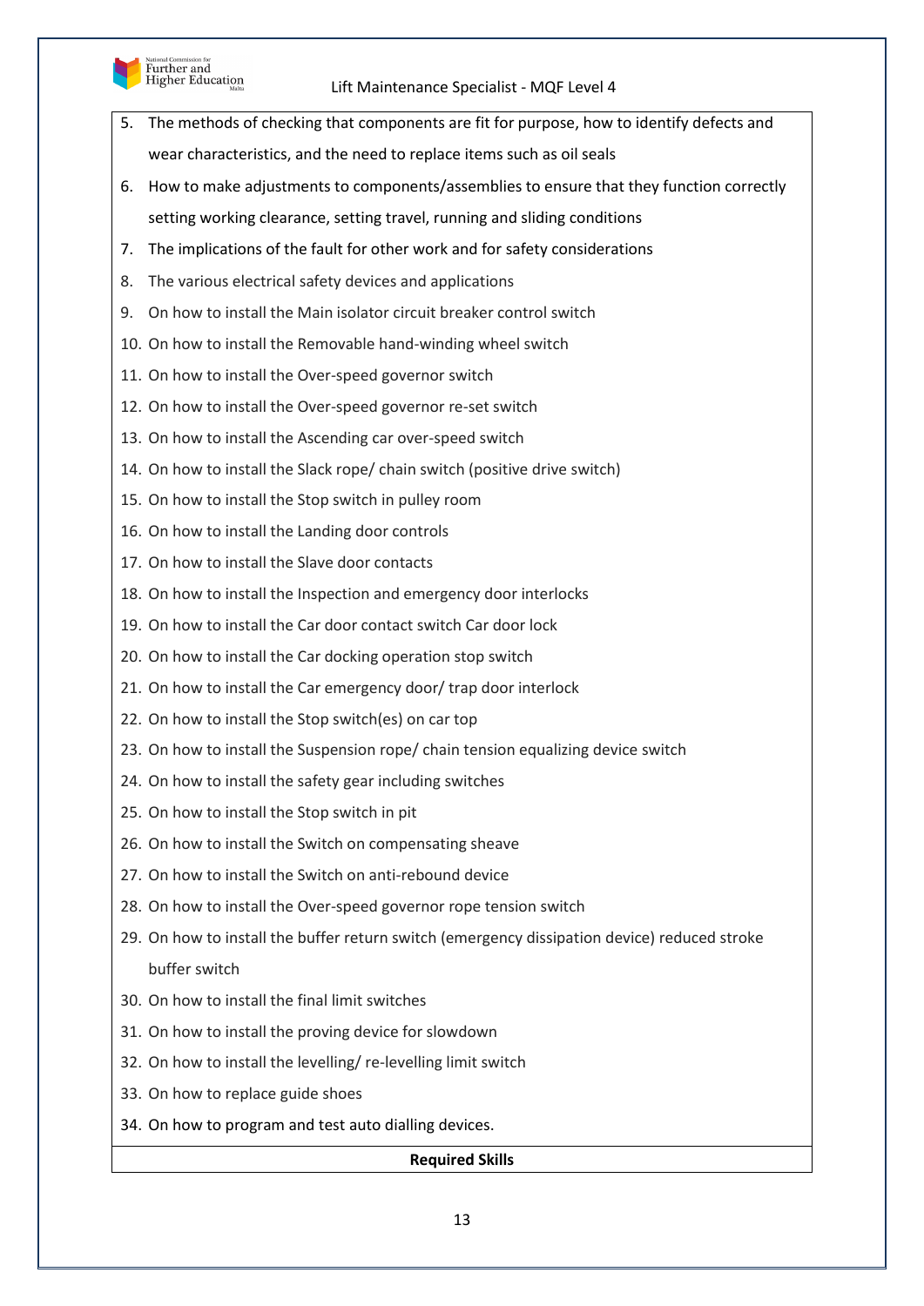5. The methods of checking that components are fit for purpose, how to identify defects and wear characteristics, and the need to replace items such as oil seals
6. How to make adjustments to components/assemblies to ensure that they function correctly setting working clearance, setting travel, running and sliding conditions
7. The implications of the fault for other work and for safety considerations
8. The various electrical safety devices and applications
9. On how to install the Main isolator circuit breaker control switch
10. On how to install the Removable hand-winding wheel switch
11. On how to install the Over-speed governor switch
12. On how to install the Over-speed governor re-set switch
13. On how to install the Ascending car over-speed switch
14. On how to install the Slack rope/ chain switch (positive drive switch)
15. On how to install the Stop switch in pulley room
16. On how to install the Landing door controls
17. On how to install the Slave door contacts
18. On how to install the Inspection and emergency door interlocks
19. On how to install the Car door contact switch Car door lock
20. On how to install the Car docking operation stop switch
21. On how to install the Car emergency door/ trap door interlock
22. On how to install the Stop switch(es) on car top
23. On how to install the Suspension rope/ chain tension equalizing device switch
24. On how to install the safety gear including switches
25. On how to install the Stop switch in pit
26. On how to install the Switch on compensating sheave
27. On how to install the Switch on anti-rebound device
28. On how to install the Over-speed governor rope tension switch
29. On how to install the buffer return switch (emergency dissipation device) reduced stroke buffer switch
30. On how to install the final limit switches
31. On how to install the proving device for slowdown
32. On how to install the levelling/ re-levelling limit switch
33. On how to replace guide shoes
34. On how to program and test auto dialling devices.

**Required Skills**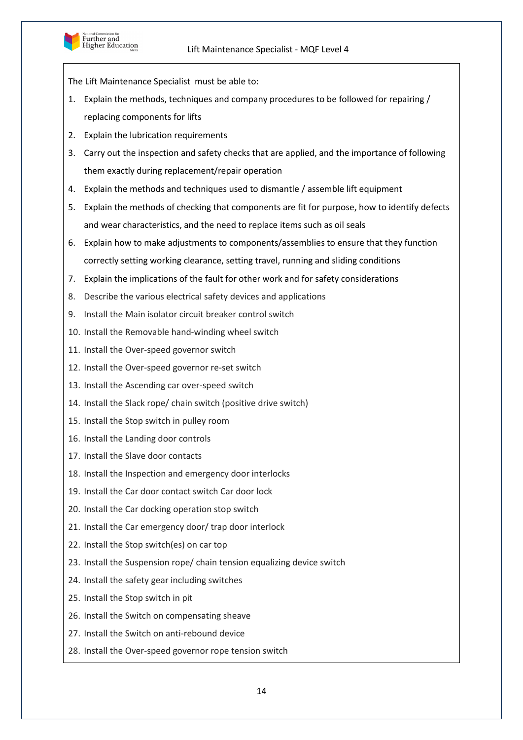The Lift Maintenance Specialist must be able to:

1. Explain the methods, techniques and company procedures to be followed for repairing / replacing components for lifts
2. Explain the lubrication requirements
3. Carry out the inspection and safety checks that are applied, and the importance of following them exactly during replacement/repair operation
4. Explain the methods and techniques used to dismantle / assemble lift equipment
5. Explain the methods of checking that components are fit for purpose, how to identify defects and wear characteristics, and the need to replace items such as oil seals
6. Explain how to make adjustments to components/assemblies to ensure that they function correctly setting working clearance, setting travel, running and sliding conditions
7. Explain the implications of the fault for other work and for safety considerations
8. Describe the various electrical safety devices and applications
9. Install the Main isolator circuit breaker control switch
10. Install the Removable hand-winding wheel switch
11. Install the Over-speed governor switch
12. Install the Over-speed governor re-set switch
13. Install the Ascending car over-speed switch
14. Install the Slack rope/ chain switch (positive drive switch)
15. Install the Stop switch in pulley room
16. Install the Landing door controls
17. Install the Slave door contacts
18. Install the Inspection and emergency door interlocks
19. Install the Car door contact switch Car door lock
20. Install the Car docking operation stop switch
21. Install the Car emergency door/ trap door interlock
22. Install the Stop switch(es) on car top
23. Install the Suspension rope/ chain tension equalizing device switch
24. Install the safety gear including switches
25. Install the Stop switch in pit
26. Install the Switch on compensating sheave
27. Install the Switch on anti-rebound device
28. Install the Over-speed governor rope tension switch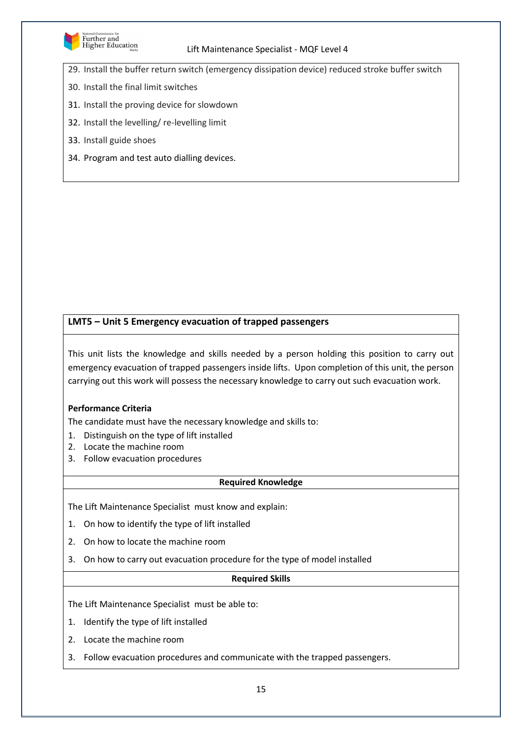29. Install the buffer return switch (emergency dissipation device) reduced stroke buffer switch
30. Install the final limit switches
31. Install the proving device for slowdown
32. Install the levelling/ re-levelling limit
33. Install guide shoes
34. Program and test auto dialling devices.

**LMT5 – Unit 5 Emergency evacuation of trapped passengers**

This unit lists the knowledge and skills needed by a person holding this position to carry out emergency evacuation of trapped passengers inside lifts. Upon completion of this unit, the person carrying out this work will possess the necessary knowledge to carry out such evacuation work.

**Performance Criteria**

The candidate must have the necessary knowledge and skills to:

1. Distinguish on the type of lift installed
2. Locate the machine room
3. Follow evacuation procedures

**Required Knowledge**

The Lift Maintenance Specialist must know and explain:

1. On how to identify the type of lift installed
2. On how to locate the machine room
3. On how to carry out evacuation procedure for the type of model installed

**Required Skills**

The Lift Maintenance Specialist must be able to:

1. Identify the type of lift installed
2. Locate the machine room
3. Follow evacuation procedures and communicate with the trapped passengers.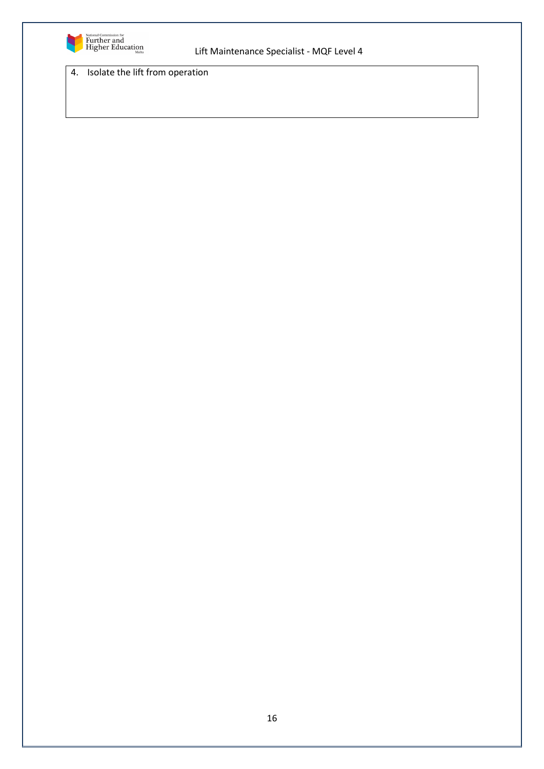| 4. Isolate the lift from operation |
| --- |
| |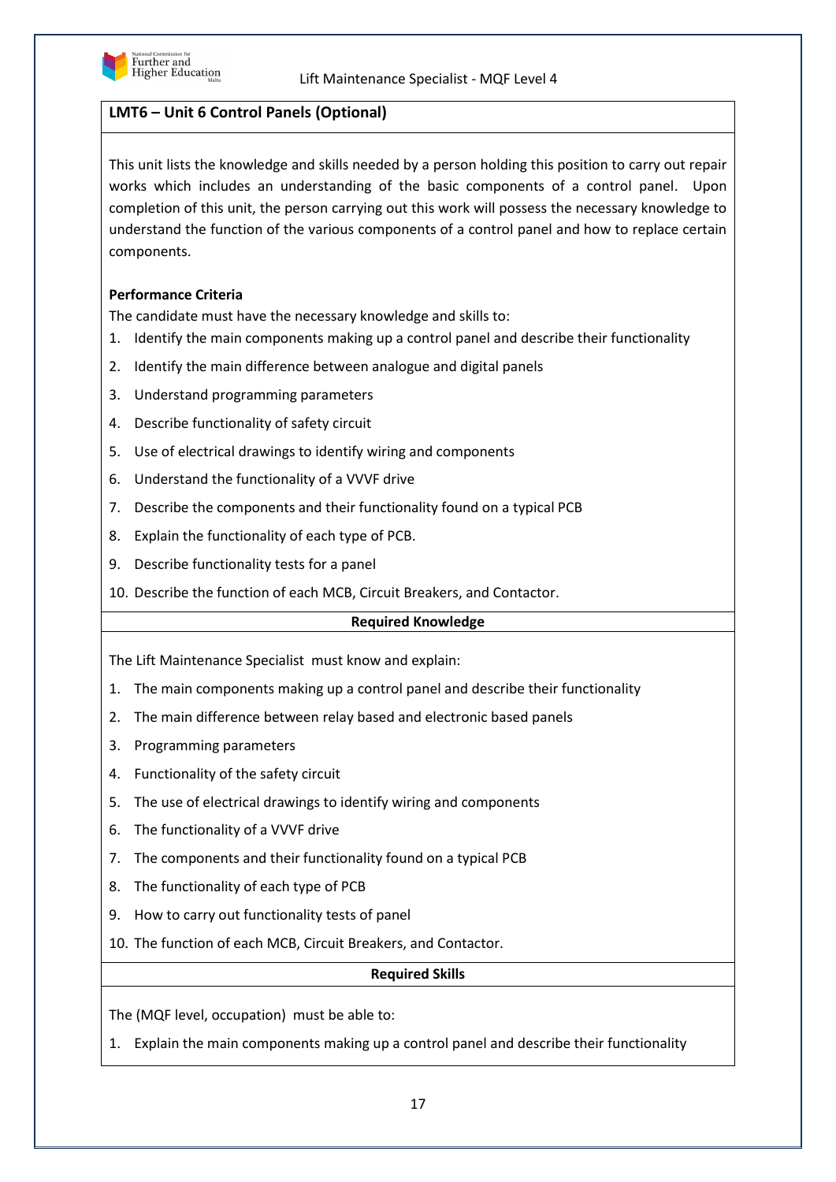## LMT6 – Unit 6 Control Panels (Optional)

This unit lists the knowledge and skills needed by a person holding this position to carry out repair works which includes an understanding of the basic components of a control panel. Upon completion of this unit, the person carrying out this work will possess the necessary knowledge to understand the function of the various components of a control panel and how to replace certain components.

**Performance Criteria**

The candidate must have the necessary knowledge and skills to:

1. Identify the main components making up a control panel and describe their functionality
2. Identify the main difference between analogue and digital panels
3. Understand programming parameters
4. Describe functionality of safety circuit
5. Use of electrical drawings to identify wiring and components
6. Understand the functionality of a VVVF drive
7. Describe the components and their functionality found on a typical PCB
8. Explain the functionality of each type of PCB.
9. Describe functionality tests for a panel
10. Describe the function of each MCB, Circuit Breakers, and Contactor.

**Required Knowledge**

The Lift Maintenance Specialist must know and explain:

1. The main components making up a control panel and describe their functionality
2. The main difference between relay based and electronic based panels
3. Programming parameters
4. Functionality of the safety circuit
5. The use of electrical drawings to identify wiring and components
6. The functionality of a VVVF drive
7. The components and their functionality found on a typical PCB
8. The functionality of each type of PCB
9. How to carry out functionality tests of panel
10. The function of each MCB, Circuit Breakers, and Contactor.

**Required Skills**

The (MQF level, occupation) must be able to:

1. Explain the main components making up a control panel and describe their functionality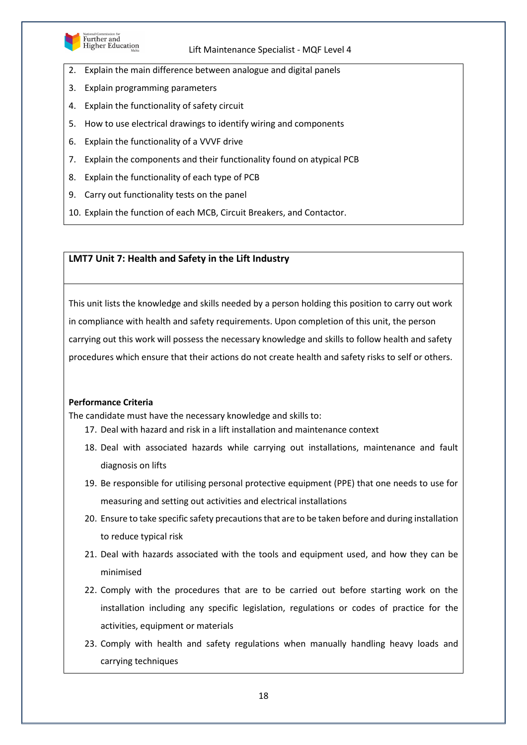2. Explain the main difference between analogue and digital panels
3. Explain programming parameters
4. Explain the functionality of safety circuit
5. How to use electrical drawings to identify wiring and components
6. Explain the functionality of a VVVF drive
7. Explain the components and their functionality found on atypical PCB
8. Explain the functionality of each type of PCB
9. Carry out functionality tests on the panel
10. Explain the function of each MCB, Circuit Breakers, and Contactor.

## LMT7 Unit 7: Health and Safety in the Lift Industry

This unit lists the knowledge and skills needed by a person holding this position to carry out work in compliance with health and safety requirements. Upon completion of this unit, the person carrying out this work will possess the necessary knowledge and skills to follow health and safety procedures which ensure that their actions do not create health and safety risks to self or others.

**Performance Criteria**

The candidate must have the necessary knowledge and skills to:

17. Deal with hazard and risk in a lift installation and maintenance context
18. Deal with associated hazards while carrying out installations, maintenance and fault diagnosis on lifts
19. Be responsible for utilising personal protective equipment (PPE) that one needs to use for measuring and setting out activities and electrical installations
20. Ensure to take specific safety precautions that are to be taken before and during installation to reduce typical risk
21. Deal with hazards associated with the tools and equipment used, and how they can be minimised
22. Comply with the procedures that are to be carried out before starting work on the installation including any specific legislation, regulations or codes of practice for the activities, equipment or materials
23. Comply with health and safety regulations when manually handling heavy loads and carrying techniques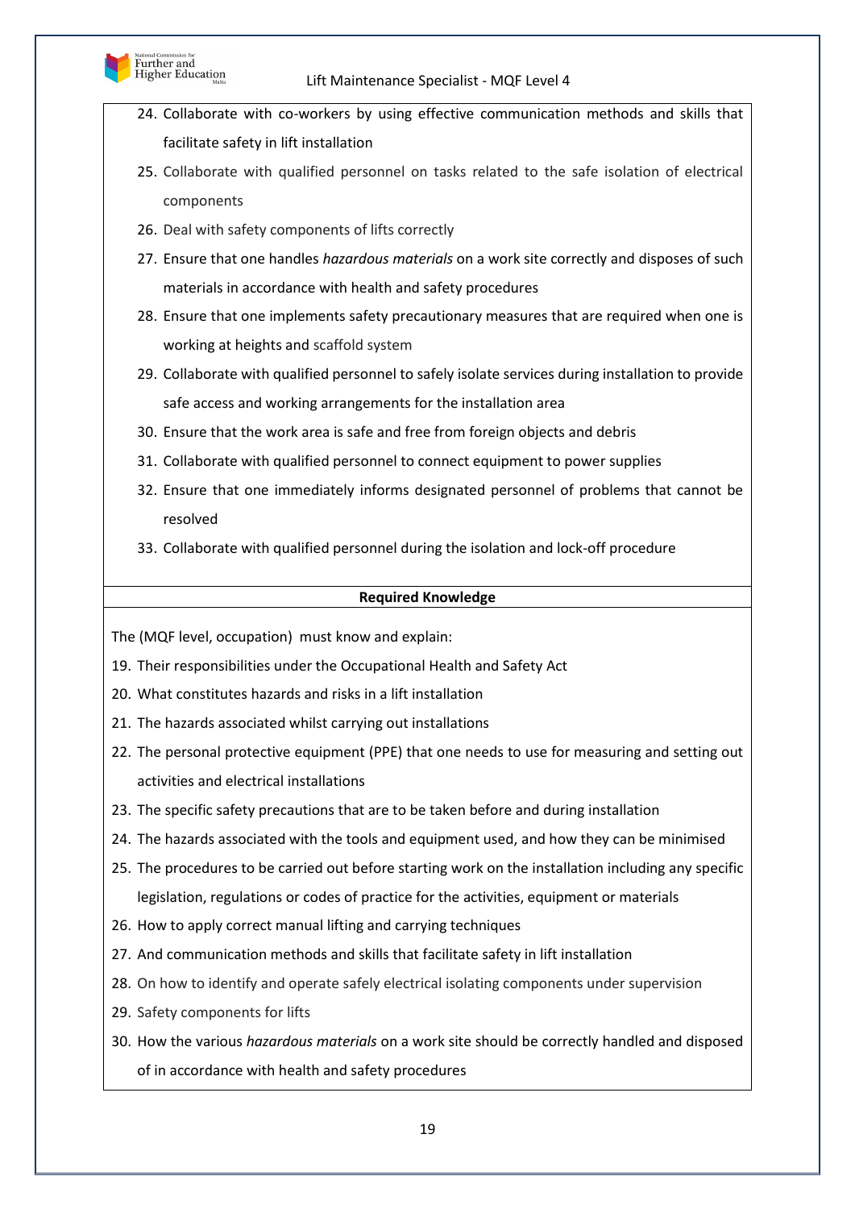24. Collaborate with co-workers by using effective communication methods and skills that facilitate safety in lift installation
25. Collaborate with qualified personnel on tasks related to the safe isolation of electrical components
26. Deal with safety components of lifts correctly
27. Ensure that one handles *hazardous materials* on a work site correctly and disposes of such materials in accordance with health and safety procedures
28. Ensure that one implements safety precautionary measures that are required when one is working at heights and scaffold system
29. Collaborate with qualified personnel to safely isolate services during installation to provide safe access and working arrangements for the installation area
30. Ensure that the work area is safe and free from foreign objects and debris
31. Collaborate with qualified personnel to connect equipment to power supplies
32. Ensure that one immediately informs designated personnel of problems that cannot be resolved
33. Collaborate with qualified personnel during the isolation and lock-off procedure

**Required Knowledge**

The (MQF level, occupation) must know and explain:

19. Their responsibilities under the Occupational Health and Safety Act
20. What constitutes hazards and risks in a lift installation
21. The hazards associated whilst carrying out installations
22. The personal protective equipment (PPE) that one needs to use for measuring and setting out activities and electrical installations
23. The specific safety precautions that are to be taken before and during installation
24. The hazards associated with the tools and equipment used, and how they can be minimised
25. The procedures to be carried out before starting work on the installation including any specific legislation, regulations or codes of practice for the activities, equipment or materials
26. How to apply correct manual lifting and carrying techniques
27. And communication methods and skills that facilitate safety in lift installation
28. On how to identify and operate safely electrical isolating components under supervision
29. Safety components for lifts
30. How the various *hazardous materials* on a work site should be correctly handled and disposed of in accordance with health and safety procedures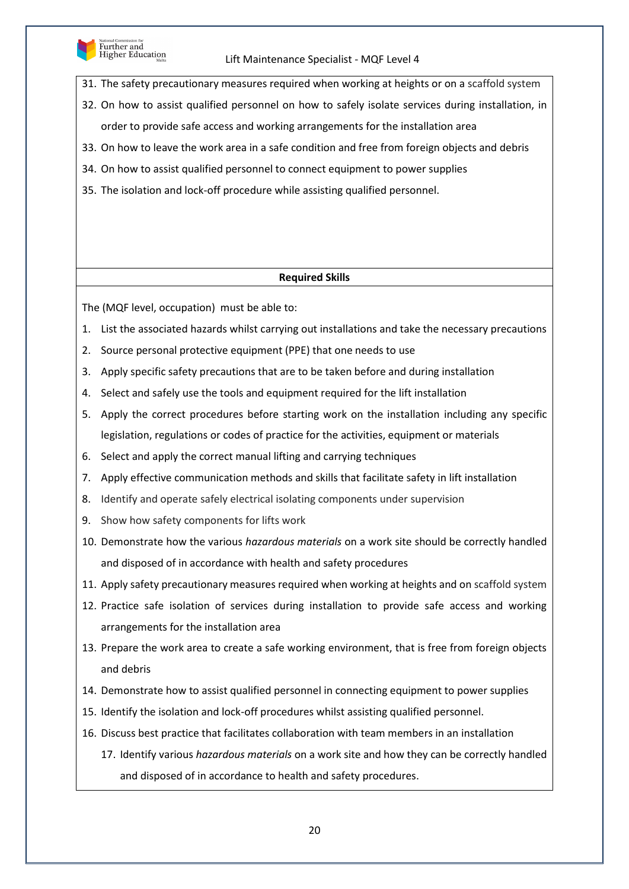31. The safety precautionary measures required when working at heights or on a scaffold system
32. On how to assist qualified personnel on how to safely isolate services during installation, in order to provide safe access and working arrangements for the installation area
33. On how to leave the work area in a safe condition and free from foreign objects and debris
34. On how to assist qualified personnel to connect equipment to power supplies
35. The isolation and lock-off procedure while assisting qualified personnel.

**Required Skills**

The (MQF level, occupation) must be able to:

1. List the associated hazards whilst carrying out installations and take the necessary precautions
2. Source personal protective equipment (PPE) that one needs to use
3. Apply specific safety precautions that are to be taken before and during installation
4. Select and safely use the tools and equipment required for the lift installation
5. Apply the correct procedures before starting work on the installation including any specific legislation, regulations or codes of practice for the activities, equipment or materials
6. Select and apply the correct manual lifting and carrying techniques
7. Apply effective communication methods and skills that facilitate safety in lift installation
8. Identify and operate safely electrical isolating components under supervision
9. Show how safety components for lifts work
10. Demonstrate how the various *hazardous materials* on a work site should be correctly handled and disposed of in accordance with health and safety procedures
11. Apply safety precautionary measures required when working at heights and on scaffold system
12. Practice safe isolation of services during installation to provide safe access and working arrangements for the installation area
13. Prepare the work area to create a safe working environment, that is free from foreign objects and debris
14. Demonstrate how to assist qualified personnel in connecting equipment to power supplies
15. Identify the isolation and lock-off procedures whilst assisting qualified personnel.
16. Discuss best practice that facilitates collaboration with team members in an installation
17. Identify various *hazardous materials* on a work site and how they can be correctly handled and disposed of in accordance to health and safety procedures.